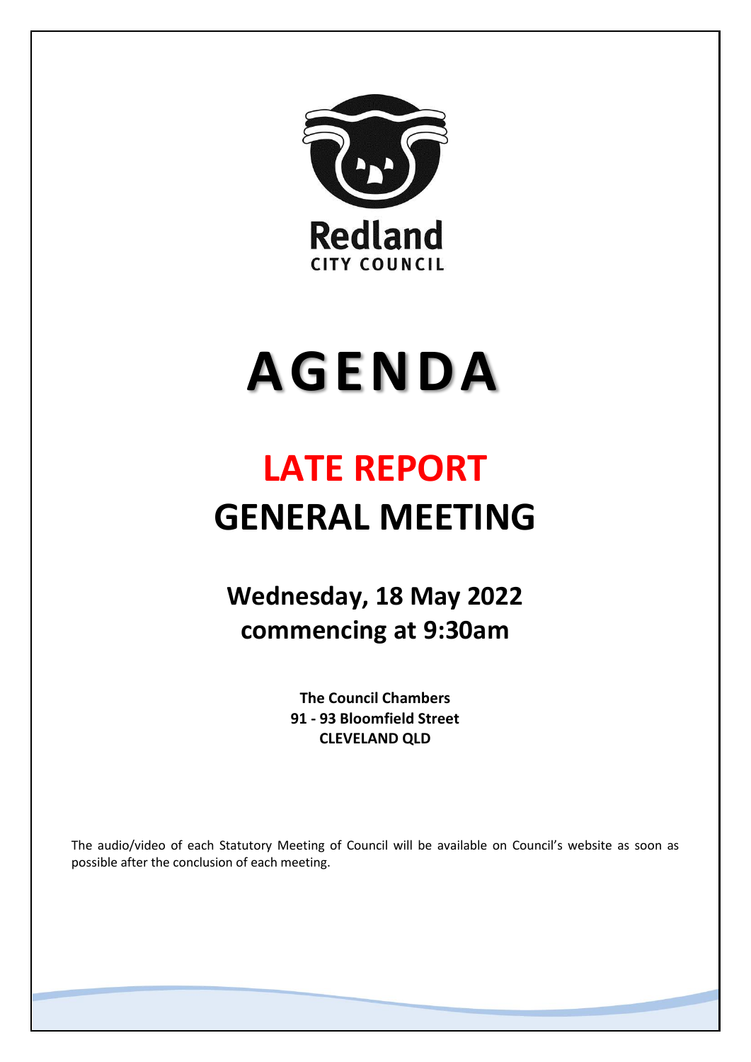Redland
CITY COUNCIL

# AGENDA

## LATE REPORT
## GENERAL MEETING

### Wednesday, 18 May 2022
### commencing at 9:30am

**The Council Chambers**
**91 - 93 Bloomfield Street**
**CLEVELAND QLD**

The audio/video of each Statutory Meeting of Council will be available on Council's website as soon as possible after the conclusion of each meeting.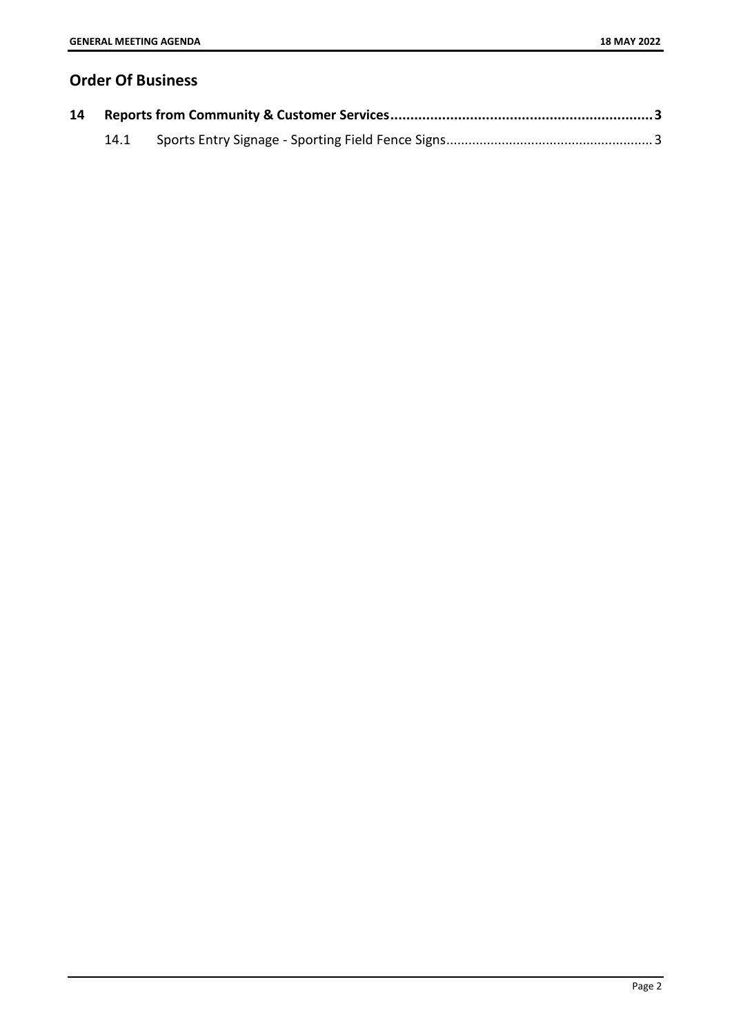## Order Of Business

**14 Reports from Community & Customer Services ........................................................................ 3**

14.1 Sports Entry Signage - Sporting Field Fence Signs ........................................................ 3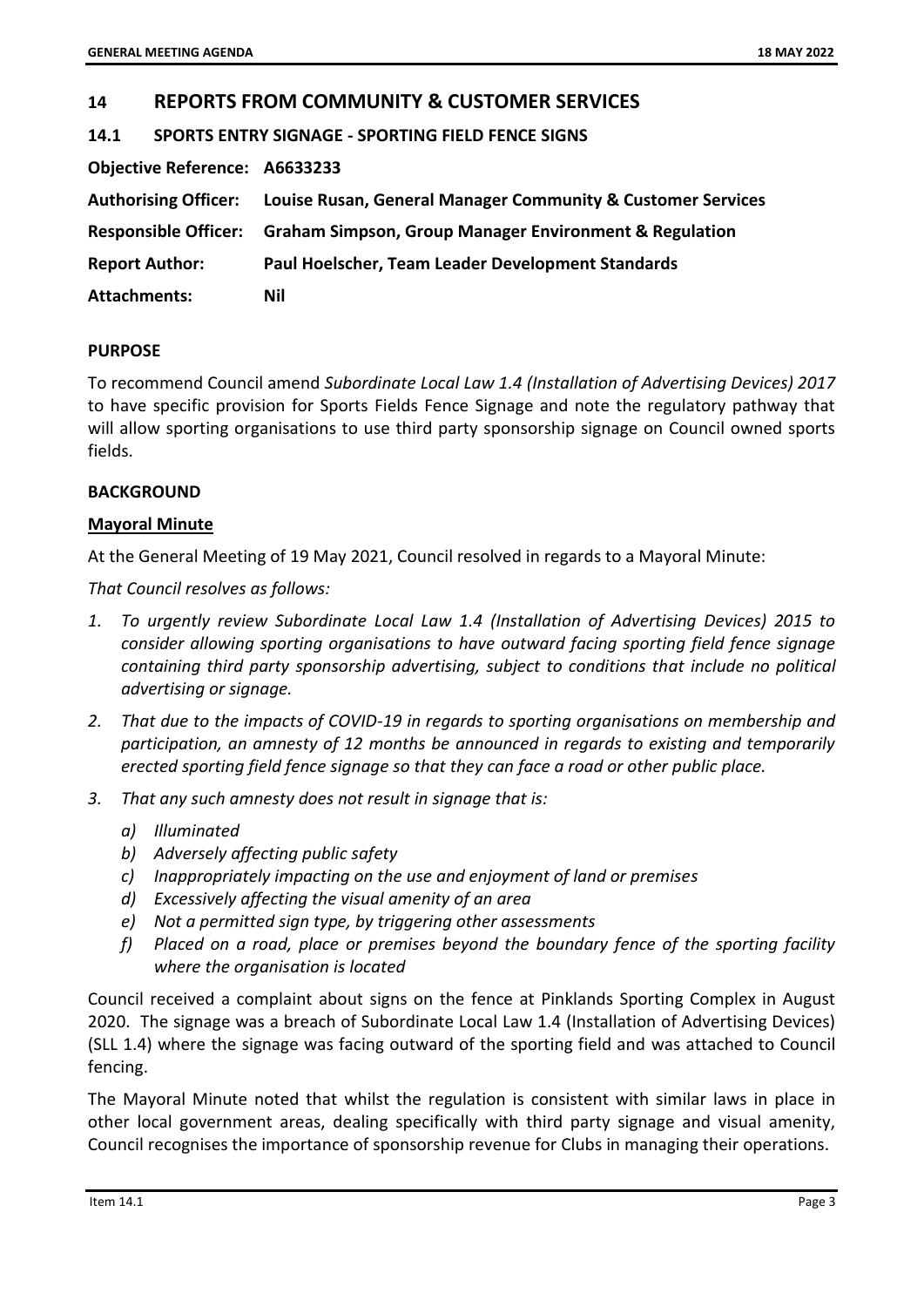## 14 REPORTS FROM COMMUNITY & CUSTOMER SERVICES

### 14.1 SPORTS ENTRY SIGNAGE - SPORTING FIELD FENCE SIGNS

**Objective Reference:** **A6633233**

**Authorising Officer:** **Louise Rusan, General Manager Community & Customer Services**

**Responsible Officer:** **Graham Simpson, Group Manager Environment & Regulation**

**Report Author:** **Paul Hoelscher, Team Leader Development Standards**

**Attachments:** **Nil**

**PURPOSE**

To recommend Council amend *Subordinate Local Law 1.4 (Installation of Advertising Devices) 2017* to have specific provision for Sports Fields Fence Signage and note the regulatory pathway that will allow sporting organisations to use third party sponsorship signage on Council owned sports fields.

**BACKGROUND**

**Mayoral Minute**

At the General Meeting of 19 May 2021, Council resolved in regards to a Mayoral Minute:

*That Council resolves as follows:*

1. *To urgently review Subordinate Local Law 1.4 (Installation of Advertising Devices) 2015 to consider allowing sporting organisations to have outward facing sporting field fence signage containing third party sponsorship advertising, subject to conditions that include no political advertising or signage.*
2. *That due to the impacts of COVID-19 in regards to sporting organisations on membership and participation, an amnesty of 12 months be announced in regards to existing and temporarily erected sporting field fence signage so that they can face a road or other public place.*
3. *That any such amnesty does not result in signage that is:*
   a) *Illuminated*
   b) *Adversely affecting public safety*
   c) *Inappropriately impacting on the use and enjoyment of land or premises*
   d) *Excessively affecting the visual amenity of an area*
   e) *Not a permitted sign type, by triggering other assessments*
   f) *Placed on a road, place or premises beyond the boundary fence of the sporting facility where the organisation is located*

Council received a complaint about signs on the fence at Pinklands Sporting Complex in August 2020. The signage was a breach of Subordinate Local Law 1.4 (Installation of Advertising Devices) (SLL 1.4) where the signage was facing outward of the sporting field and was attached to Council fencing.

The Mayoral Minute noted that whilst the regulation is consistent with similar laws in place in other local government areas, dealing specifically with third party signage and visual amenity, Council recognises the importance of sponsorship revenue for Clubs in managing their operations.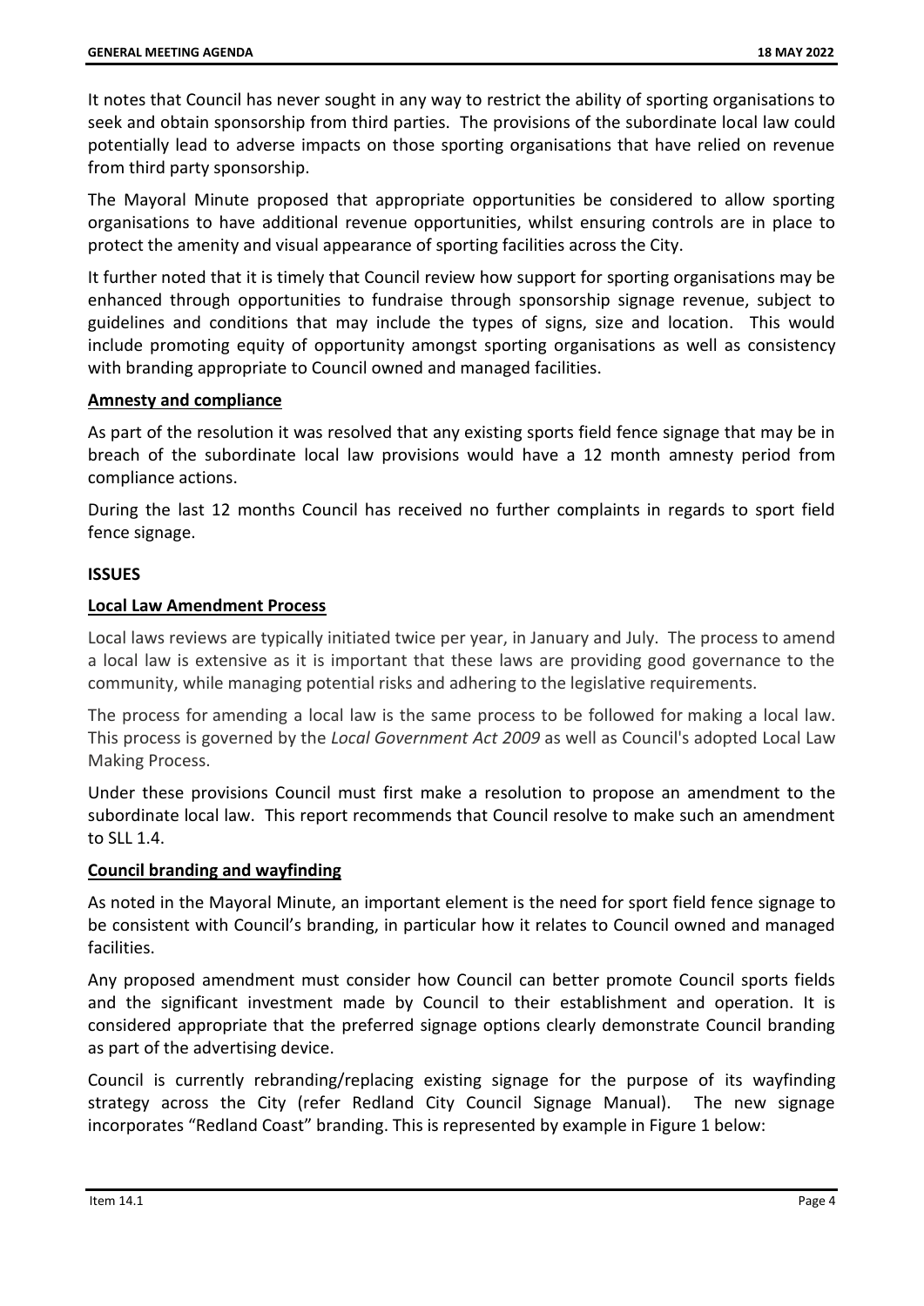It notes that Council has never sought in any way to restrict the ability of sporting organisations to seek and obtain sponsorship from third parties. The provisions of the subordinate local law could potentially lead to adverse impacts on those sporting organisations that have relied on revenue from third party sponsorship.

The Mayoral Minute proposed that appropriate opportunities be considered to allow sporting organisations to have additional revenue opportunities, whilst ensuring controls are in place to protect the amenity and visual appearance of sporting facilities across the City.

It further noted that it is timely that Council review how support for sporting organisations may be enhanced through opportunities to fundraise through sponsorship signage revenue, subject to guidelines and conditions that may include the types of signs, size and location. This would include promoting equity of opportunity amongst sporting organisations as well as consistency with branding appropriate to Council owned and managed facilities.

**Amnesty and compliance**

As part of the resolution it was resolved that any existing sports field fence signage that may be in breach of the subordinate local law provisions would have a 12 month amnesty period from compliance actions.

During the last 12 months Council has received no further complaints in regards to sport field fence signage.

## ISSUES

**Local Law Amendment Process**

Local laws reviews are typically initiated twice per year, in January and July. The process to amend a local law is extensive as it is important that these laws are providing good governance to the community, while managing potential risks and adhering to the legislative requirements.

The process for amending a local law is the same process to be followed for making a local law. This process is governed by the *Local Government Act 2009* as well as Council's adopted Local Law Making Process.

Under these provisions Council must first make a resolution to propose an amendment to the subordinate local law. This report recommends that Council resolve to make such an amendment to SLL 1.4.

**Council branding and wayfinding**

As noted in the Mayoral Minute, an important element is the need for sport field fence signage to be consistent with Council's branding, in particular how it relates to Council owned and managed facilities.

Any proposed amendment must consider how Council can better promote Council sports fields and the significant investment made by Council to their establishment and operation. It is considered appropriate that the preferred signage options clearly demonstrate Council branding as part of the advertising device.

Council is currently rebranding/replacing existing signage for the purpose of its wayfinding strategy across the City (refer Redland City Council Signage Manual). The new signage incorporates "Redland Coast" branding. This is represented by example in Figure 1 below: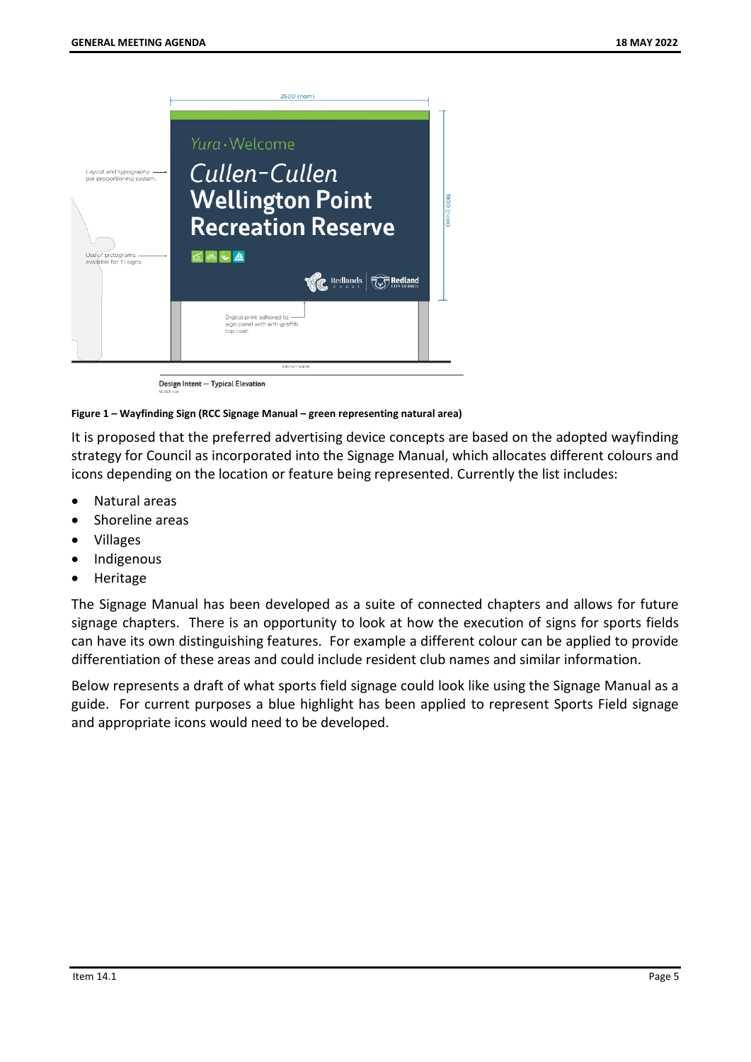2600 (nom)

Layout and typography per proportioning system.

Yura · Welcome

Cullen-Cullen

Wellington Point Recreation Reserve

Use of pictograms available for T1 signs.

1900 (nom)

Digital print adhered to sign panel with anti-graffiti top coat.

FRONT VIEW

Design Intent — Typical Elevation

**Figure 1 – Wayfinding Sign (RCC Signage Manual – green representing natural area)**

It is proposed that the preferred advertising device concepts are based on the adopted wayfinding strategy for Council as incorporated into the Signage Manual, which allocates different colours and icons depending on the location or feature being represented. Currently the list includes:

- Natural areas
- Shoreline areas
- Villages
- Indigenous
- Heritage

The Signage Manual has been developed as a suite of connected chapters and allows for future signage chapters. There is an opportunity to look at how the execution of signs for sports fields can have its own distinguishing features. For example a different colour can be applied to provide differentiation of these areas and could include resident club names and similar information.

Below represents a draft of what sports field signage could look like using the Signage Manual as a guide. For current purposes a blue highlight has been applied to represent Sports Field signage and appropriate icons would need to be developed.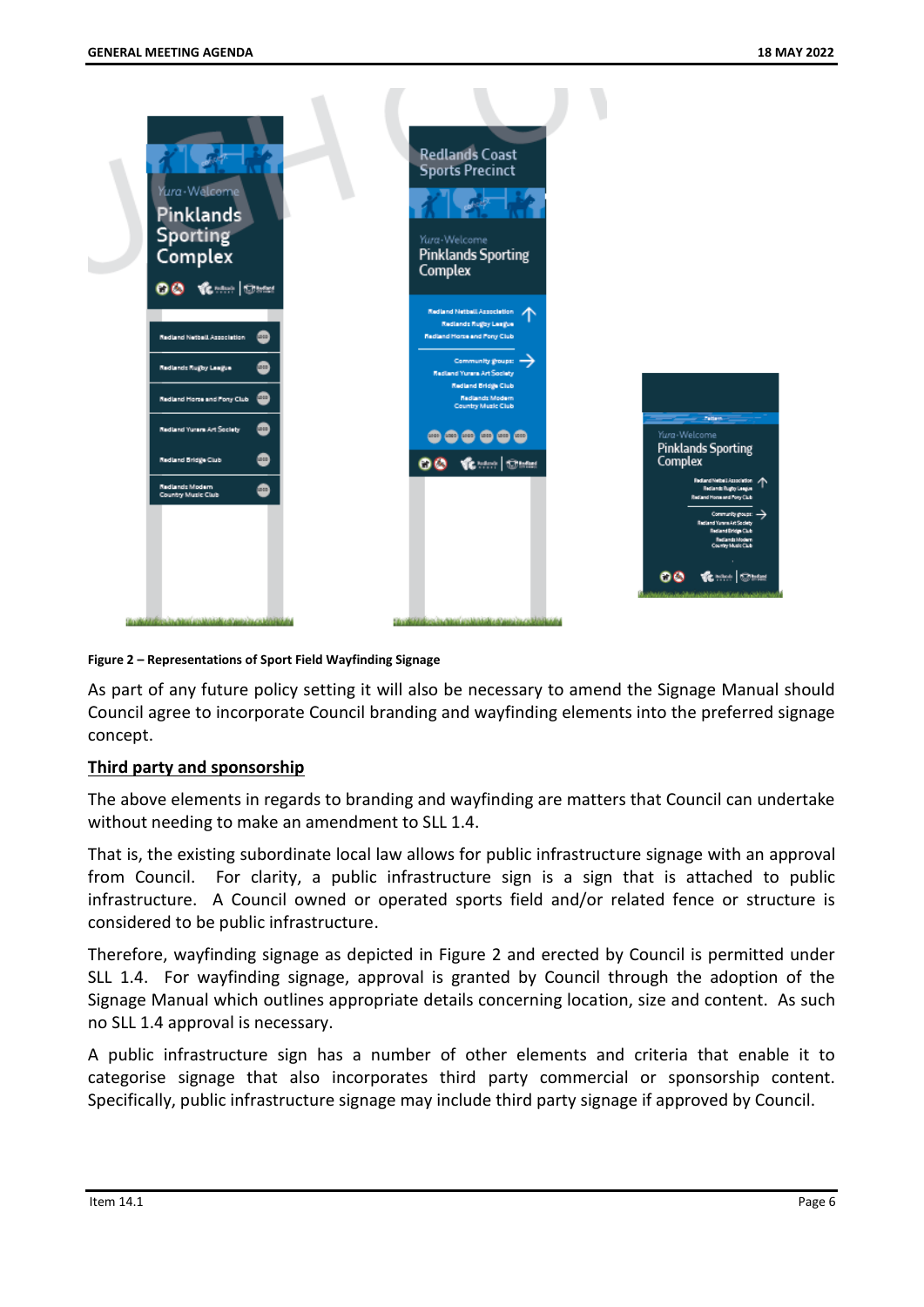Figure 2 – Representations of Sport Field Wayfinding Signage

As part of any future policy setting it will also be necessary to amend the Signage Manual should Council agree to incorporate Council branding and wayfinding elements into the preferred signage concept.

**Third party and sponsorship**

The above elements in regards to branding and wayfinding are matters that Council can undertake without needing to make an amendment to SLL 1.4.

That is, the existing subordinate local law allows for public infrastructure signage with an approval from Council. For clarity, a public infrastructure sign is a sign that is attached to public infrastructure. A Council owned or operated sports field and/or related fence or structure is considered to be public infrastructure.

Therefore, wayfinding signage as depicted in Figure 2 and erected by Council is permitted under SLL 1.4. For wayfinding signage, approval is granted by Council through the adoption of the Signage Manual which outlines appropriate details concerning location, size and content. As such no SLL 1.4 approval is necessary.

A public infrastructure sign has a number of other elements and criteria that enable it to categorise signage that also incorporates third party commercial or sponsorship content. Specifically, public infrastructure signage may include third party signage if approved by Council.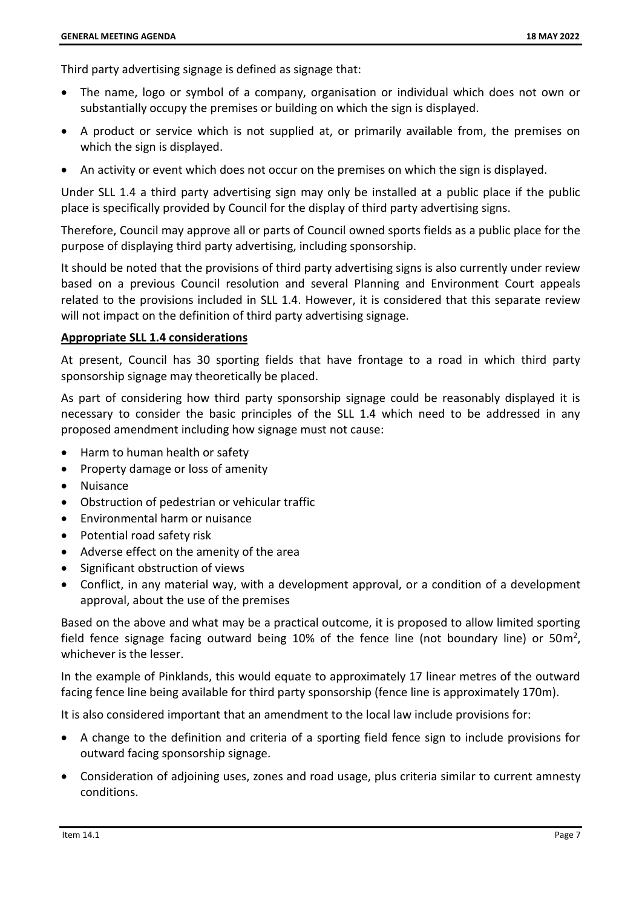Third party advertising signage is defined as signage that:

- The name, logo or symbol of a company, organisation or individual which does not own or substantially occupy the premises or building on which the sign is displayed.
- A product or service which is not supplied at, or primarily available from, the premises on which the sign is displayed.
- An activity or event which does not occur on the premises on which the sign is displayed.

Under SLL 1.4 a third party advertising sign may only be installed at a public place if the public place is specifically provided by Council for the display of third party advertising signs.

Therefore, Council may approve all or parts of Council owned sports fields as a public place for the purpose of displaying third party advertising, including sponsorship.

It should be noted that the provisions of third party advertising signs is also currently under review based on a previous Council resolution and several Planning and Environment Court appeals related to the provisions included in SLL 1.4. However, it is considered that this separate review will not impact on the definition of third party advertising signage.

**Appropriate SLL 1.4 considerations**

At present, Council has 30 sporting fields that have frontage to a road in which third party sponsorship signage may theoretically be placed.

As part of considering how third party sponsorship signage could be reasonably displayed it is necessary to consider the basic principles of the SLL 1.4 which need to be addressed in any proposed amendment including how signage must not cause:

- Harm to human health or safety
- Property damage or loss of amenity
- Nuisance
- Obstruction of pedestrian or vehicular traffic
- Environmental harm or nuisance
- Potential road safety risk
- Adverse effect on the amenity of the area
- Significant obstruction of views
- Conflict, in any material way, with a development approval, or a condition of a development approval, about the use of the premises

Based on the above and what may be a practical outcome, it is proposed to allow limited sporting field fence signage facing outward being 10% of the fence line (not boundary line) or $50m^2$, whichever is the lesser.

In the example of Pinklands, this would equate to approximately 17 linear metres of the outward facing fence line being available for third party sponsorship (fence line is approximately 170m).

It is also considered important that an amendment to the local law include provisions for:

- A change to the definition and criteria of a sporting field fence sign to include provisions for outward facing sponsorship signage.
- Consideration of adjoining uses, zones and road usage, plus criteria similar to current amnesty conditions.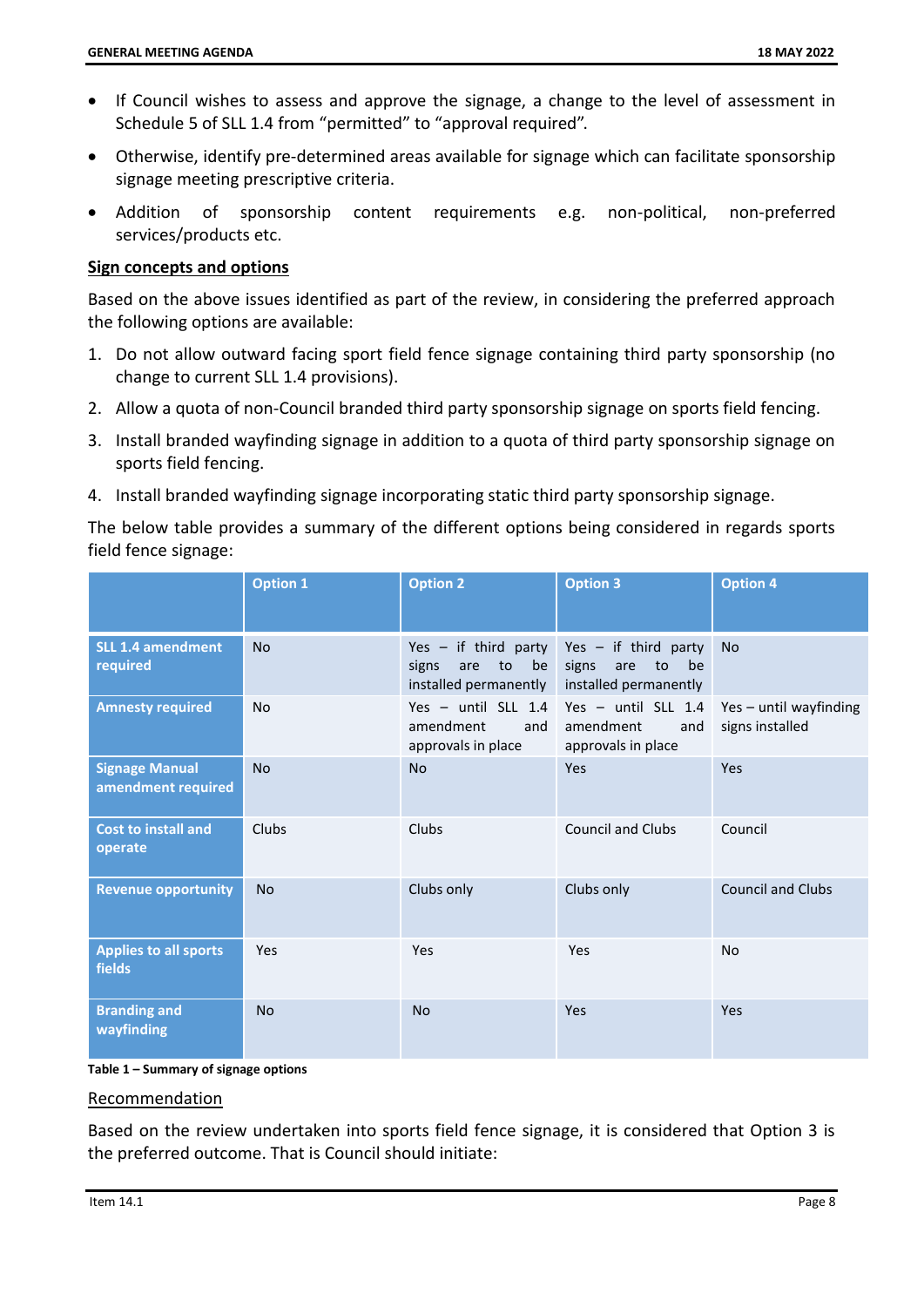- If Council wishes to assess and approve the signage, a change to the level of assessment in Schedule 5 of SLL 1.4 from “permitted” to “approval required”.
- Otherwise, identify pre-determined areas available for signage which can facilitate sponsorship signage meeting prescriptive criteria.
- Addition of sponsorship content requirements e.g. non-political, non-preferred services/products etc.

**Sign concepts and options**

Based on the above issues identified as part of the review, in considering the preferred approach the following options are available:

1. Do not allow outward facing sport field fence signage containing third party sponsorship (no change to current SLL 1.4 provisions).
2. Allow a quota of non-Council branded third party sponsorship signage on sports field fencing.
3. Install branded wayfinding signage in addition to a quota of third party sponsorship signage on sports field fencing.
4. Install branded wayfinding signage incorporating static third party sponsorship signage.

The below table provides a summary of the different options being considered in regards sports field fence signage:

| | Option 1 | Option 2 | Option 3 | Option 4 |
|---|---|---|---|---|
| **SLL 1.4 amendment required** | No | Yes – if third party signs are to be installed permanently | Yes – if third party signs are to be installed permanently | No |
| **Amnesty required** | No | Yes – until SLL 1.4 amendment and approvals in place | Yes – until SLL 1.4 amendment and approvals in place | Yes – until wayfinding signs installed |
| **Signage Manual amendment required** | No | No | Yes | Yes |
| **Cost to install and operate** | Clubs | Clubs | Council and Clubs | Council |
| **Revenue opportunity** | No | Clubs only | Clubs only | Council and Clubs |
| **Applies to all sports fields** | Yes | Yes | Yes | No |
| **Branding and wayfinding** | No | No | Yes | Yes |

**Table 1 – Summary of signage options**

Recommendation

Based on the review undertaken into sports field fence signage, it is considered that Option 3 is the preferred outcome. That is Council should initiate: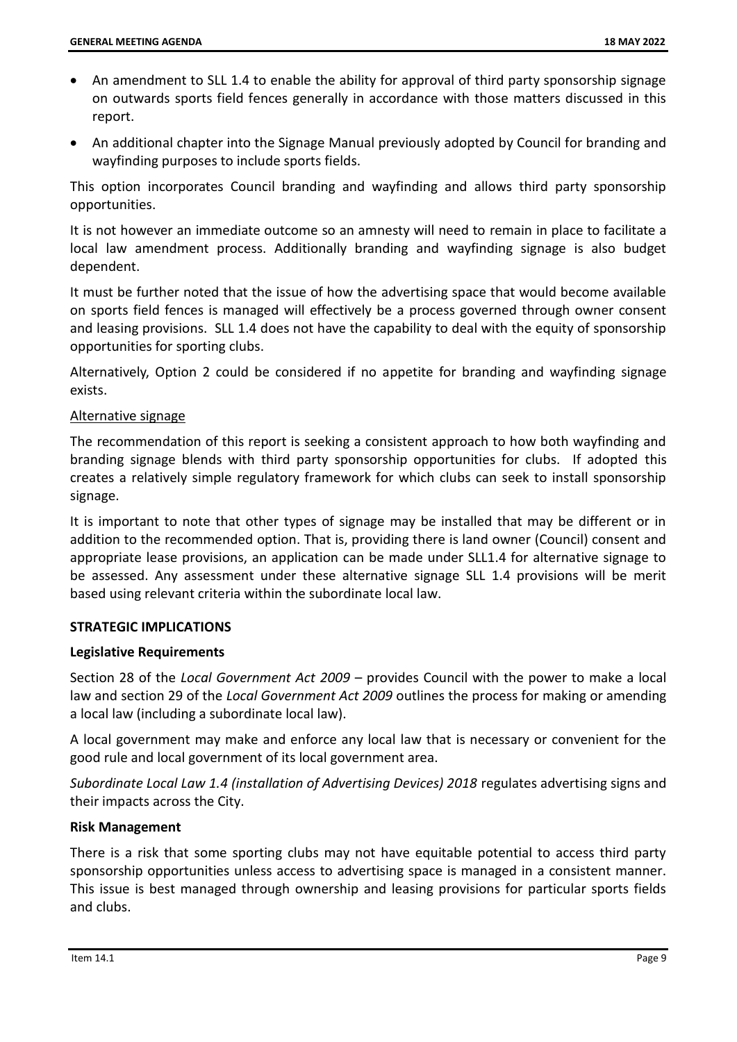- An amendment to SLL 1.4 to enable the ability for approval of third party sponsorship signage on outwards sports field fences generally in accordance with those matters discussed in this report.
- An additional chapter into the Signage Manual previously adopted by Council for branding and wayfinding purposes to include sports fields.

This option incorporates Council branding and wayfinding and allows third party sponsorship opportunities.

It is not however an immediate outcome so an amnesty will need to remain in place to facilitate a local law amendment process. Additionally branding and wayfinding signage is also budget dependent.

It must be further noted that the issue of how the advertising space that would become available on sports field fences is managed will effectively be a process governed through owner consent and leasing provisions. SLL 1.4 does not have the capability to deal with the equity of sponsorship opportunities for sporting clubs.

Alternatively, Option 2 could be considered if no appetite for branding and wayfinding signage exists.

Alternative signage

The recommendation of this report is seeking a consistent approach to how both wayfinding and branding signage blends with third party sponsorship opportunities for clubs. If adopted this creates a relatively simple regulatory framework for which clubs can seek to install sponsorship signage.

It is important to note that other types of signage may be installed that may be different or in addition to the recommended option. That is, providing there is land owner (Council) consent and appropriate lease provisions, an application can be made under SLL1.4 for alternative signage to be assessed. Any assessment under these alternative signage SLL 1.4 provisions will be merit based using relevant criteria within the subordinate local law.

## STRATEGIC IMPLICATIONS

### Legislative Requirements

Section 28 of the *Local Government Act 2009* – provides Council with the power to make a local law and section 29 of the *Local Government Act 2009* outlines the process for making or amending a local law (including a subordinate local law).

A local government may make and enforce any local law that is necessary or convenient for the good rule and local government of its local government area.

*Subordinate Local Law 1.4 (installation of Advertising Devices) 2018* regulates advertising signs and their impacts across the City.

### Risk Management

There is a risk that some sporting clubs may not have equitable potential to access third party sponsorship opportunities unless access to advertising space is managed in a consistent manner. This issue is best managed through ownership and leasing provisions for particular sports fields and clubs.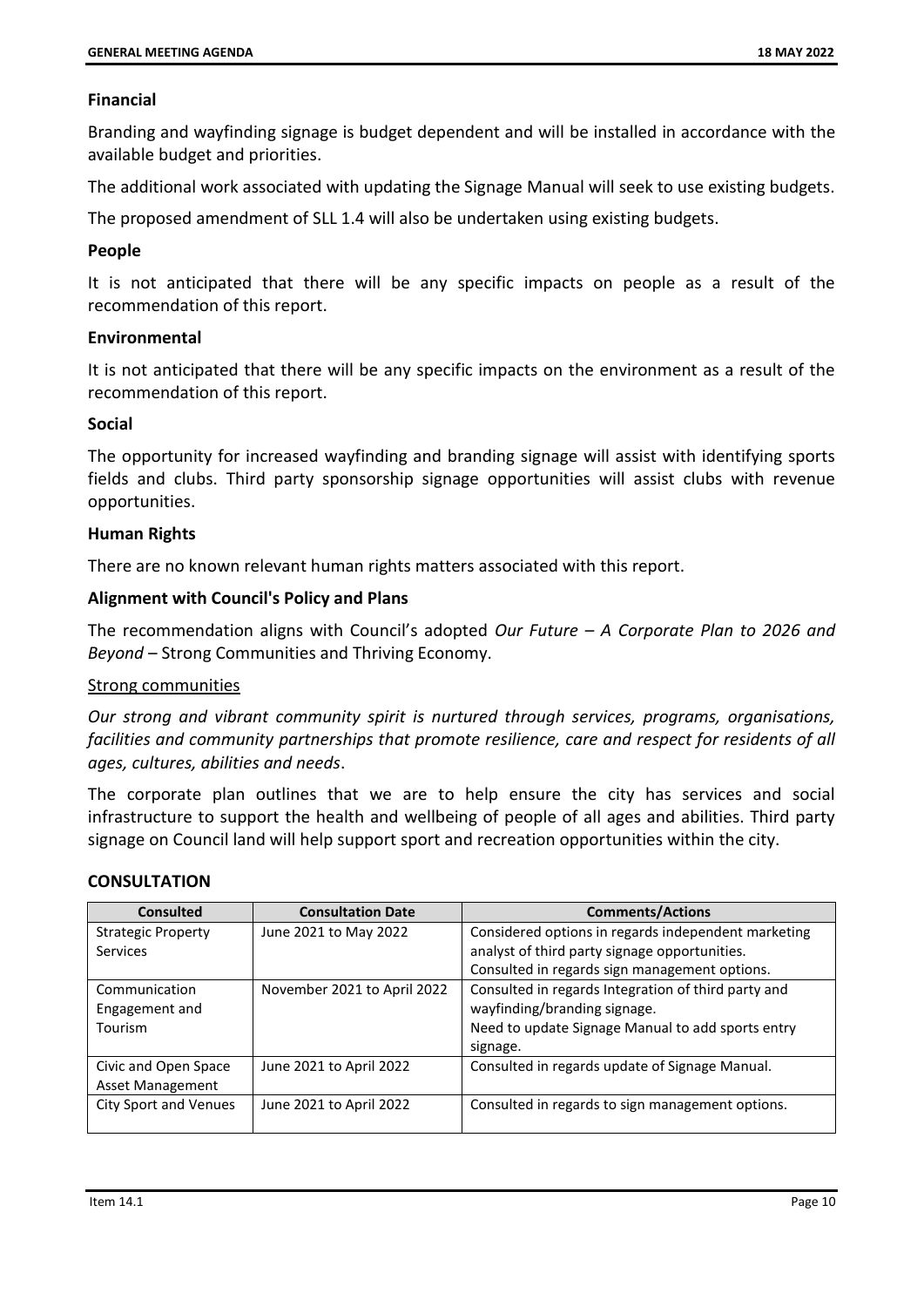**Financial**

Branding and wayfinding signage is budget dependent and will be installed in accordance with the available budget and priorities.

The additional work associated with updating the Signage Manual will seek to use existing budgets.

The proposed amendment of SLL 1.4 will also be undertaken using existing budgets.

**People**

It is not anticipated that there will be any specific impacts on people as a result of the recommendation of this report.

**Environmental**

It is not anticipated that there will be any specific impacts on the environment as a result of the recommendation of this report.

**Social**

The opportunity for increased wayfinding and branding signage will assist with identifying sports fields and clubs. Third party sponsorship signage opportunities will assist clubs with revenue opportunities.

**Human Rights**

There are no known relevant human rights matters associated with this report.

**Alignment with Council's Policy and Plans**

The recommendation aligns with Council's adopted *Our Future – A Corporate Plan to 2026 and Beyond* – Strong Communities and Thriving Economy.

Strong communities

*Our strong and vibrant community spirit is nurtured through services, programs, organisations, facilities and community partnerships that promote resilience, care and respect for residents of all ages, cultures, abilities and needs*.

The corporate plan outlines that we are to help ensure the city has services and social infrastructure to support the health and wellbeing of people of all ages and abilities. Third party signage on Council land will help support sport and recreation opportunities within the city.

## CONSULTATION

| Consulted | Consultation Date | Comments/Actions |
|---|---|---|
| Strategic Property Services | June 2021 to May 2022 | Considered options in regards independent marketing analyst of third party signage opportunities. Consulted in regards sign management options. |
| Communication Engagement and Tourism | November 2021 to April 2022 | Consulted in regards Integration of third party and wayfinding/branding signage. Need to update Signage Manual to add sports entry signage. |
| Civic and Open Space Asset Management | June 2021 to April 2022 | Consulted in regards update of Signage Manual. |
| City Sport and Venues | June 2021 to April 2022 | Consulted in regards to sign management options. |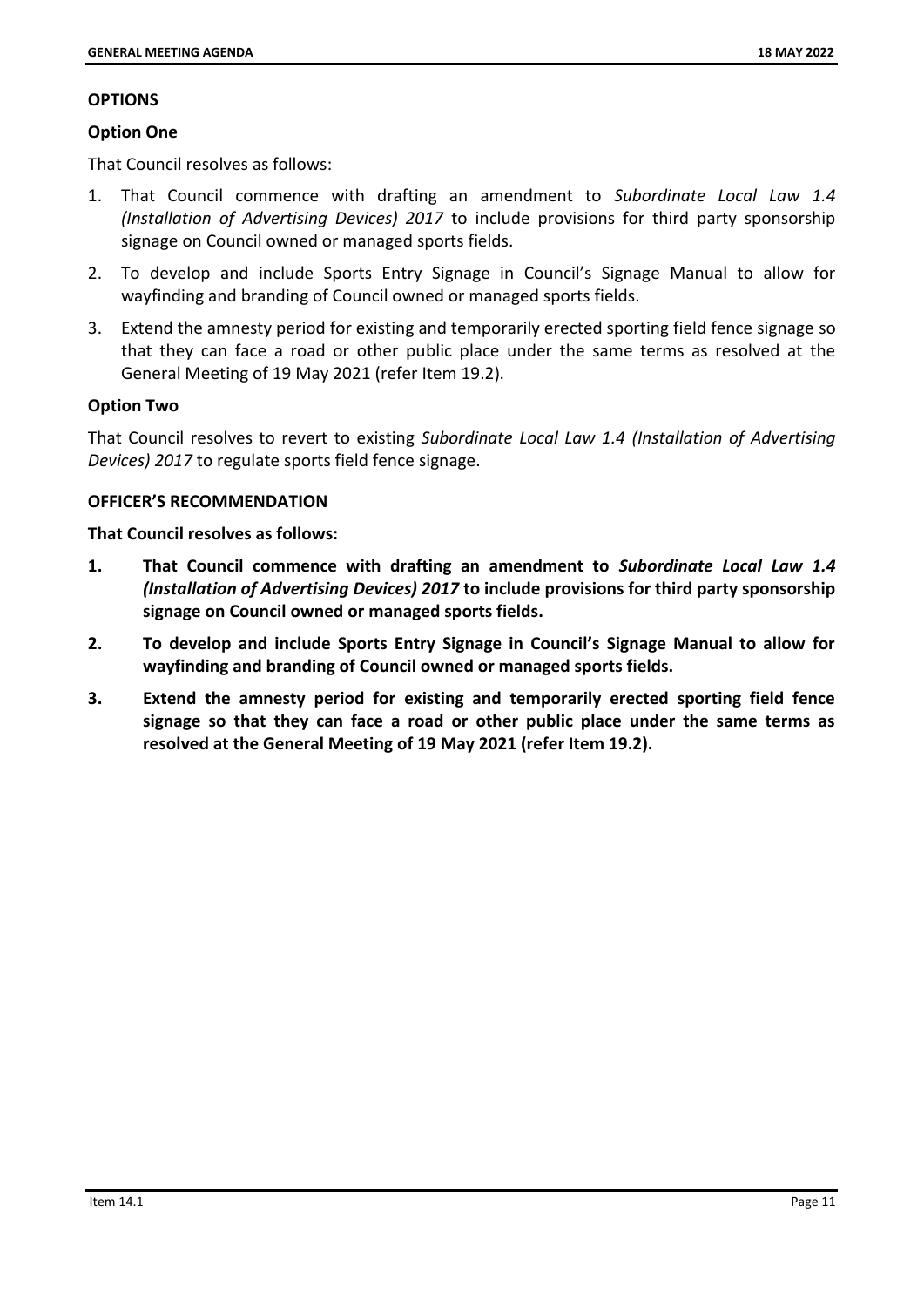**OPTIONS**

**Option One**

That Council resolves as follows:

1. That Council commence with drafting an amendment to *Subordinate Local Law 1.4 (Installation of Advertising Devices) 2017* to include provisions for third party sponsorship signage on Council owned or managed sports fields.
2. To develop and include Sports Entry Signage in Council's Signage Manual to allow for wayfinding and branding of Council owned or managed sports fields.
3. Extend the amnesty period for existing and temporarily erected sporting field fence signage so that they can face a road or other public place under the same terms as resolved at the General Meeting of 19 May 2021 (refer Item 19.2).

**Option Two**

That Council resolves to revert to existing *Subordinate Local Law 1.4 (Installation of Advertising Devices) 2017* to regulate sports field fence signage.

**OFFICER'S RECOMMENDATION**

**That Council resolves as follows:**

1. **That Council commence with drafting an amendment to *Subordinate Local Law 1.4 (Installation of Advertising Devices) 2017* to include provisions for third party sponsorship signage on Council owned or managed sports fields.**
2. **To develop and include Sports Entry Signage in Council's Signage Manual to allow for wayfinding and branding of Council owned or managed sports fields.**
3. **Extend the amnesty period for existing and temporarily erected sporting field fence signage so that they can face a road or other public place under the same terms as resolved at the General Meeting of 19 May 2021 (refer Item 19.2).**